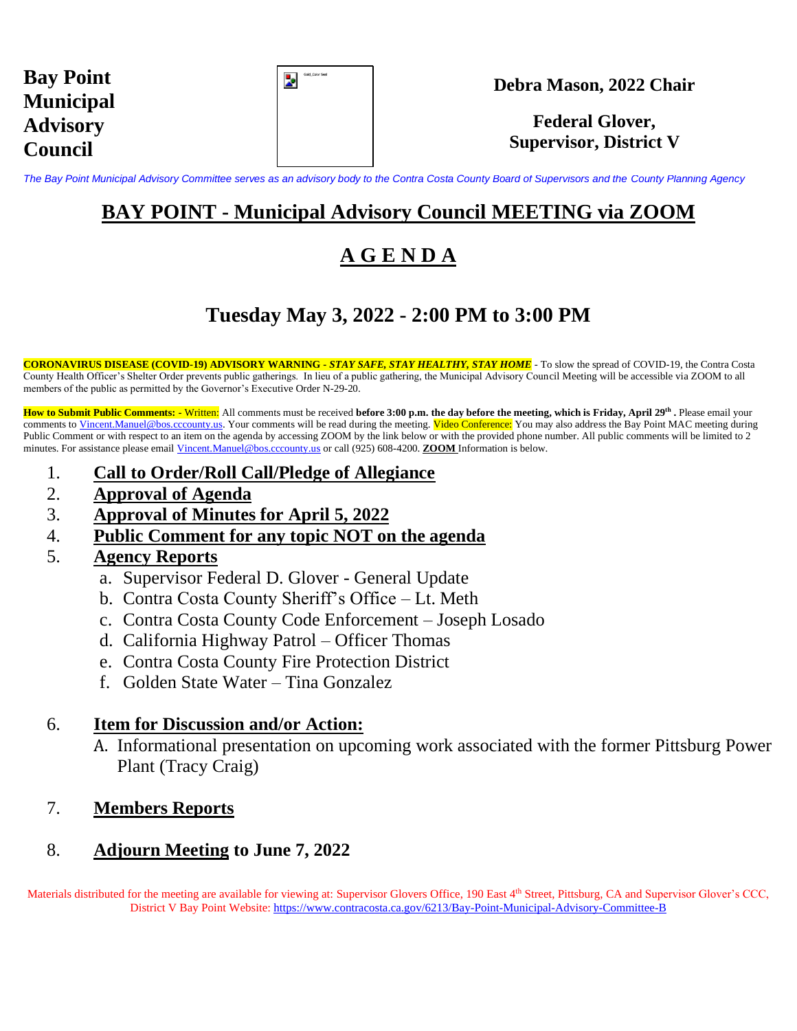**Bay Point Municipal Advisory Council**

**Debra Mason, 2022 Chair**

**Federal Glover, Supervisor, District V**

*The Bay Point Municipal Advisory Committee serves as an advisory body to the Contra Costa County Board of Supervisors and the County Planning Agency*

# BAY POINT - Municipal Advisory Council MEETING via ZOOM

# A G E N D A

## Tuesday May 3, 2022 - 2:00 PM to 3:00 PM

**CORONAVIRUS DISEASE (COVID-19) ADVISORY WARNING** - ***STAY SAFE, STAY HEALTHY, STAY HOME*** - To slow the spread of COVID-19, the Contra Costa County Health Officer's Shelter Order prevents public gatherings. In lieu of a public gathering, the Municipal Advisory Council Meeting will be accessible via ZOOM to all members of the public as permitted by the Governor's Executive Order N-29-20.

**How to Submit Public Comments: -** Written: All comments must be received **before 3:00 p.m. the day before the meeting, which is Friday, April 29th .** Please email your comments to Vincent.Manuel@bos.cccounty.us. Your comments will be read during the meeting. Video Conference: You may also address the Bay Point MAC meeting during Public Comment or with respect to an item on the agenda by accessing ZOOM by the link below or with the provided phone number. All public comments will be limited to 2 minutes. For assistance please email Vincent.Manuel@bos.cccounty.us or call (925) 608-4200. **ZOOM** Information is below.

1. **Call to Order/Roll Call/Pledge of Allegiance**
2. **Approval of Agenda**
3. **Approval of Minutes for April 5, 2022**
4. **Public Comment for any topic NOT on the agenda**
5. **Agency Reports**
   a. Supervisor Federal D. Glover - General Update
   b. Contra Costa County Sheriff's Office – Lt. Meth
   c. Contra Costa County Code Enforcement – Joseph Losado
   d. California Highway Patrol – Officer Thomas
   e. Contra Costa County Fire Protection District
   f. Golden State Water – Tina Gonzalez
6. **Item for Discussion and/or Action:**
   A. Informational presentation on upcoming work associated with the former Pittsburg Power Plant (Tracy Craig)
7. **Members Reports**
8. **Adjourn Meeting to June 7, 2022**

Materials distributed for the meeting are available for viewing at: Supervisor Glovers Office, 190 East 4th Street, Pittsburg, CA and Supervisor Glover's CCC, District V Bay Point Website: https://www.contracosta.ca.gov/6213/Bay-Point-Municipal-Advisory-Committee-B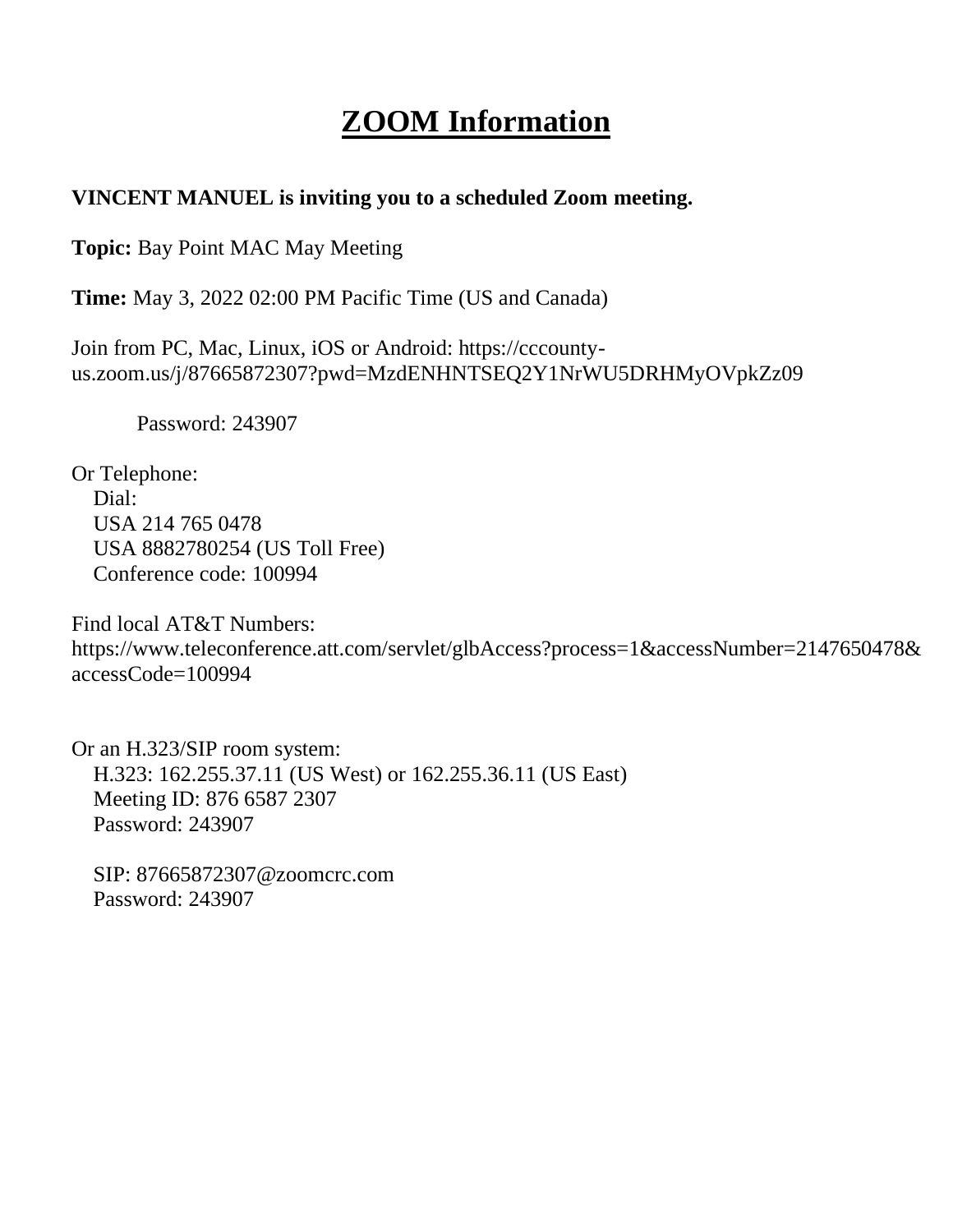# ZOOM Information

**VINCENT MANUEL is inviting you to a scheduled Zoom meeting.**

**Topic:** Bay Point MAC May Meeting

**Time:** May 3, 2022 02:00 PM Pacific Time (US and Canada)

Join from PC, Mac, Linux, iOS or Android: https://cccounty-us.zoom.us/j/87665872307?pwd=MzdENHNTSEQ2Y1NrWU5DRHMyOVpkZz09

Password: 243907

Or Telephone:
Dial:
USA 214 765 0478
USA 8882780254 (US Toll Free)
Conference code: 100994

Find local AT&T Numbers:
https://www.teleconference.att.com/servlet/glbAccess?process=1&accessNumber=2147650478&accessCode=100994

Or an H.323/SIP room system:
H.323: 162.255.37.11 (US West) or 162.255.36.11 (US East)
Meeting ID: 876 6587 2307
Password: 243907

SIP: 87665872307@zoomcrc.com
Password: 243907